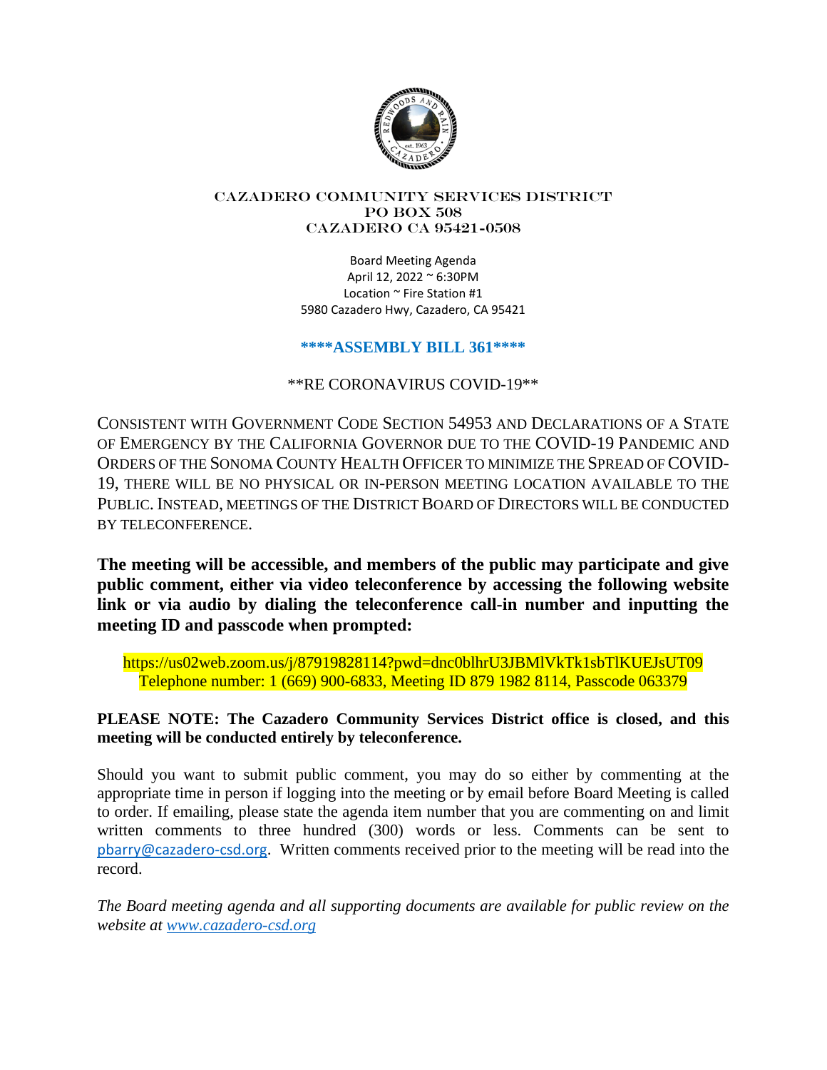# CAZADERO COMMUNITY SERVICES DISTRICT
PO BOX 508
CAZADERO CA 95421-0508

Board Meeting Agenda
April 12, 2022 ~ 6:30PM
Location ~ Fire Station #1
5980 Cazadero Hwy, Cazadero, CA 95421

**\*\*\*\*ASSEMBLY BILL 361\*\*\*\***

\*\*RE CORONAVIRUS COVID-19\*\*

CONSISTENT WITH GOVERNMENT CODE SECTION 54953 AND DECLARATIONS OF A STATE OF EMERGENCY BY THE CALIFORNIA GOVERNOR DUE TO THE COVID-19 PANDEMIC AND ORDERS OF THE SONOMA COUNTY HEALTH OFFICER TO MINIMIZE THE SPREAD OF COVID-19, THERE WILL BE NO PHYSICAL OR IN-PERSON MEETING LOCATION AVAILABLE TO THE PUBLIC. INSTEAD, MEETINGS OF THE DISTRICT BOARD OF DIRECTORS WILL BE CONDUCTED BY TELECONFERENCE.

**The meeting will be accessible, and members of the public may participate and give public comment, either via video teleconference by accessing the following website link or via audio by dialing the teleconference call-in number and inputting the meeting ID and passcode when prompted:**

https://us02web.zoom.us/j/87919828114?pwd=dnc0blhrU3JBMlVkTk1sbTlKUEJsUT09
Telephone number: 1 (669) 900-6833, Meeting ID 879 1982 8114, Passcode 063379

**PLEASE NOTE: The Cazadero Community Services District office is closed, and this meeting will be conducted entirely by teleconference.**

Should you want to submit public comment, you may do so either by commenting at the appropriate time in person if logging into the meeting or by email before Board Meeting is called to order. If emailing, please state the agenda item number that you are commenting on and limit written comments to three hundred (300) words or less. Comments can be sent to pbarry@cazadero-csd.org. Written comments received prior to the meeting will be read into the record.

*The Board meeting agenda and all supporting documents are available for public review on the website at www.cazadero-csd.org*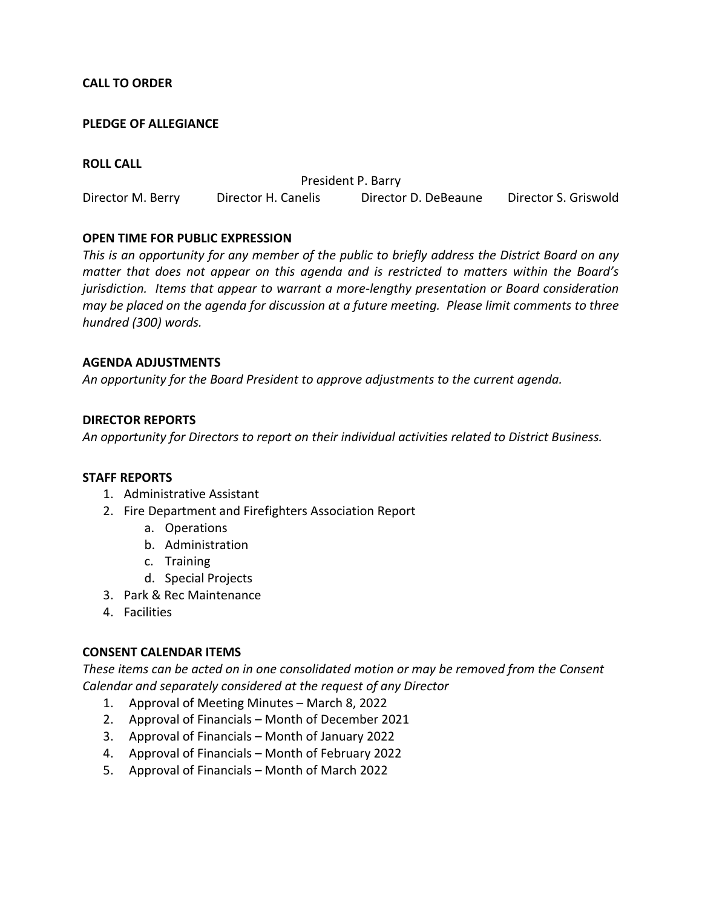**CALL TO ORDER**

**PLEDGE OF ALLEGIANCE**

**ROLL CALL**

President P. Barry

Director M. Berry     Director H. Canelis     Director D. DeBeaune     Director S. Griswold

**OPEN TIME FOR PUBLIC EXPRESSION**

*This is an opportunity for any member of the public to briefly address the District Board on any matter that does not appear on this agenda and is restricted to matters within the Board's jurisdiction. Items that appear to warrant a more-lengthy presentation or Board consideration may be placed on the agenda for discussion at a future meeting. Please limit comments to three hundred (300) words.*

**AGENDA ADJUSTMENTS**

*An opportunity for the Board President to approve adjustments to the current agenda.*

**DIRECTOR REPORTS**

*An opportunity for Directors to report on their individual activities related to District Business.*

**STAFF REPORTS**

1. Administrative Assistant
2. Fire Department and Firefighters Association Report
    a. Operations
    b. Administration
    c. Training
    d. Special Projects
3. Park & Rec Maintenance
4. Facilities

**CONSENT CALENDAR ITEMS**

*These items can be acted on in one consolidated motion or may be removed from the Consent Calendar and separately considered at the request of any Director*

1. Approval of Meeting Minutes – March 8, 2022
2. Approval of Financials – Month of December 2021
3. Approval of Financials – Month of January 2022
4. Approval of Financials – Month of February 2022
5. Approval of Financials – Month of March 2022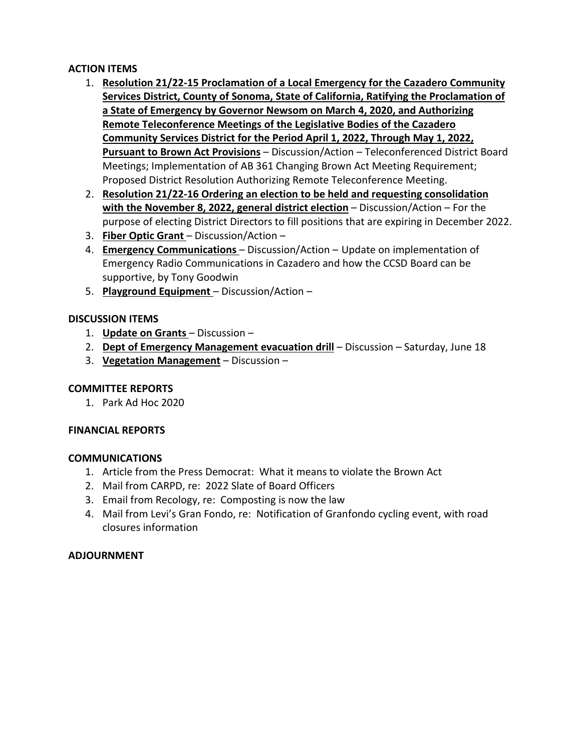**ACTION ITEMS**

1. **Resolution 21/22-15 Proclamation of a Local Emergency for the Cazadero Community Services District, County of Sonoma, State of California, Ratifying the Proclamation of a State of Emergency by Governor Newsom on March 4, 2020, and Authorizing Remote Teleconference Meetings of the Legislative Bodies of the Cazadero Community Services District for the Period April 1, 2022, Through May 1, 2022, Pursuant to Brown Act Provisions** – Discussion/Action – Teleconferenced District Board Meetings; Implementation of AB 361 Changing Brown Act Meeting Requirement; Proposed District Resolution Authorizing Remote Teleconference Meeting.
2. **Resolution 21/22-16 Ordering an election to be held and requesting consolidation with the November 8, 2022, general district election** – Discussion/Action – For the purpose of electing District Directors to fill positions that are expiring in December 2022.
3. **Fiber Optic Grant** – Discussion/Action –
4. **Emergency Communications** – Discussion/Action – Update on implementation of Emergency Radio Communications in Cazadero and how the CCSD Board can be supportive, by Tony Goodwin
5. **Playground Equipment** – Discussion/Action –

**DISCUSSION ITEMS**

1. **Update on Grants** – Discussion –
2. **Dept of Emergency Management evacuation drill** – Discussion – Saturday, June 18
3. **Vegetation Management** – Discussion –

**COMMITTEE REPORTS**

1. Park Ad Hoc 2020

**FINANCIAL REPORTS**

**COMMUNICATIONS**

1. Article from the Press Democrat: What it means to violate the Brown Act
2. Mail from CARPD, re: 2022 Slate of Board Officers
3. Email from Recology, re: Composting is now the law
4. Mail from Levi's Gran Fondo, re: Notification of Granfondo cycling event, with road closures information

**ADJOURNMENT**